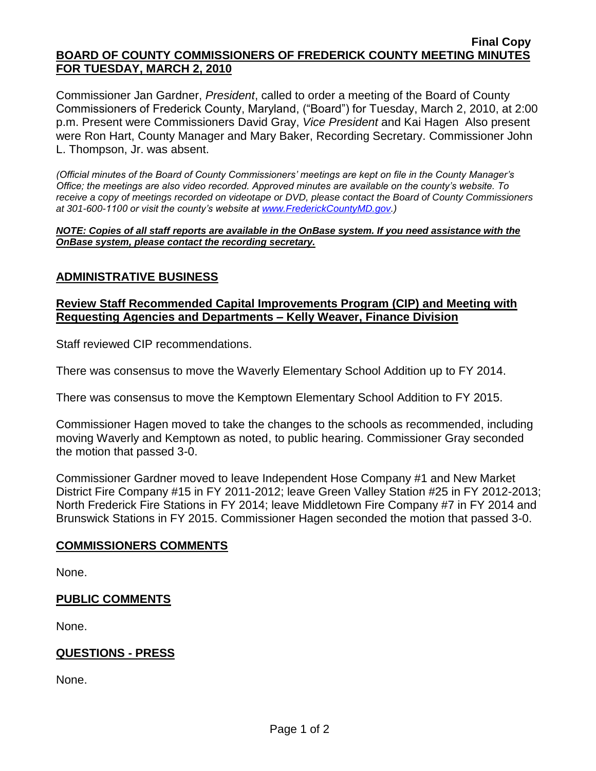**Final Copy**

# BOARD OF COUNTY COMMISSIONERS OF FREDERICK COUNTY MEETING MINUTES FOR TUESDAY, MARCH 2, 2010

Commissioner Jan Gardner, *President*, called to order a meeting of the Board of County Commissioners of Frederick County, Maryland, ("Board") for Tuesday, March 2, 2010, at 2:00 p.m. Present were Commissioners David Gray, *Vice President* and Kai Hagen Also present were Ron Hart, County Manager and Mary Baker, Recording Secretary. Commissioner John L. Thompson, Jr. was absent.

*(Official minutes of the Board of County Commissioners' meetings are kept on file in the County Manager's Office; the meetings are also video recorded. Approved minutes are available on the county's website. To receive a copy of meetings recorded on videotape or DVD, please contact the Board of County Commissioners at 301-600-1100 or visit the county's website at www.FrederickCountyMD.gov.)*

***NOTE: Copies of all staff reports are available in the OnBase system. If you need assistance with the OnBase system, please contact the recording secretary.***

## ADMINISTRATIVE BUSINESS

### Review Staff Recommended Capital Improvements Program (CIP) and Meeting with Requesting Agencies and Departments – Kelly Weaver, Finance Division

Staff reviewed CIP recommendations.

There was consensus to move the Waverly Elementary School Addition up to FY 2014.

There was consensus to move the Kemptown Elementary School Addition to FY 2015.

Commissioner Hagen moved to take the changes to the schools as recommended, including moving Waverly and Kemptown as noted, to public hearing. Commissioner Gray seconded the motion that passed 3-0.

Commissioner Gardner moved to leave Independent Hose Company #1 and New Market District Fire Company #15 in FY 2011-2012; leave Green Valley Station #25 in FY 2012-2013; North Frederick Fire Stations in FY 2014; leave Middletown Fire Company #7 in FY 2014 and Brunswick Stations in FY 2015. Commissioner Hagen seconded the motion that passed 3-0.

## COMMISSIONERS COMMENTS

None.

## PUBLIC COMMENTS

None.

## QUESTIONS - PRESS

None.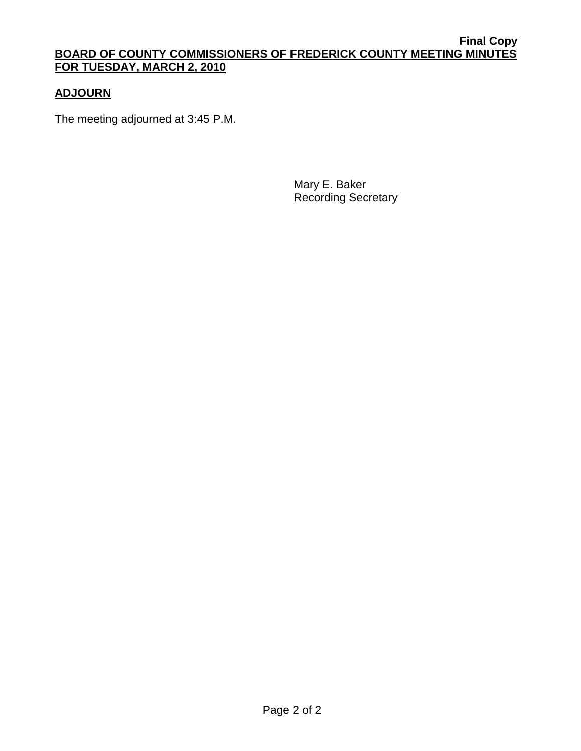## ADJOURN

The meeting adjourned at 3:45 P.M.

Mary E. Baker
Recording Secretary